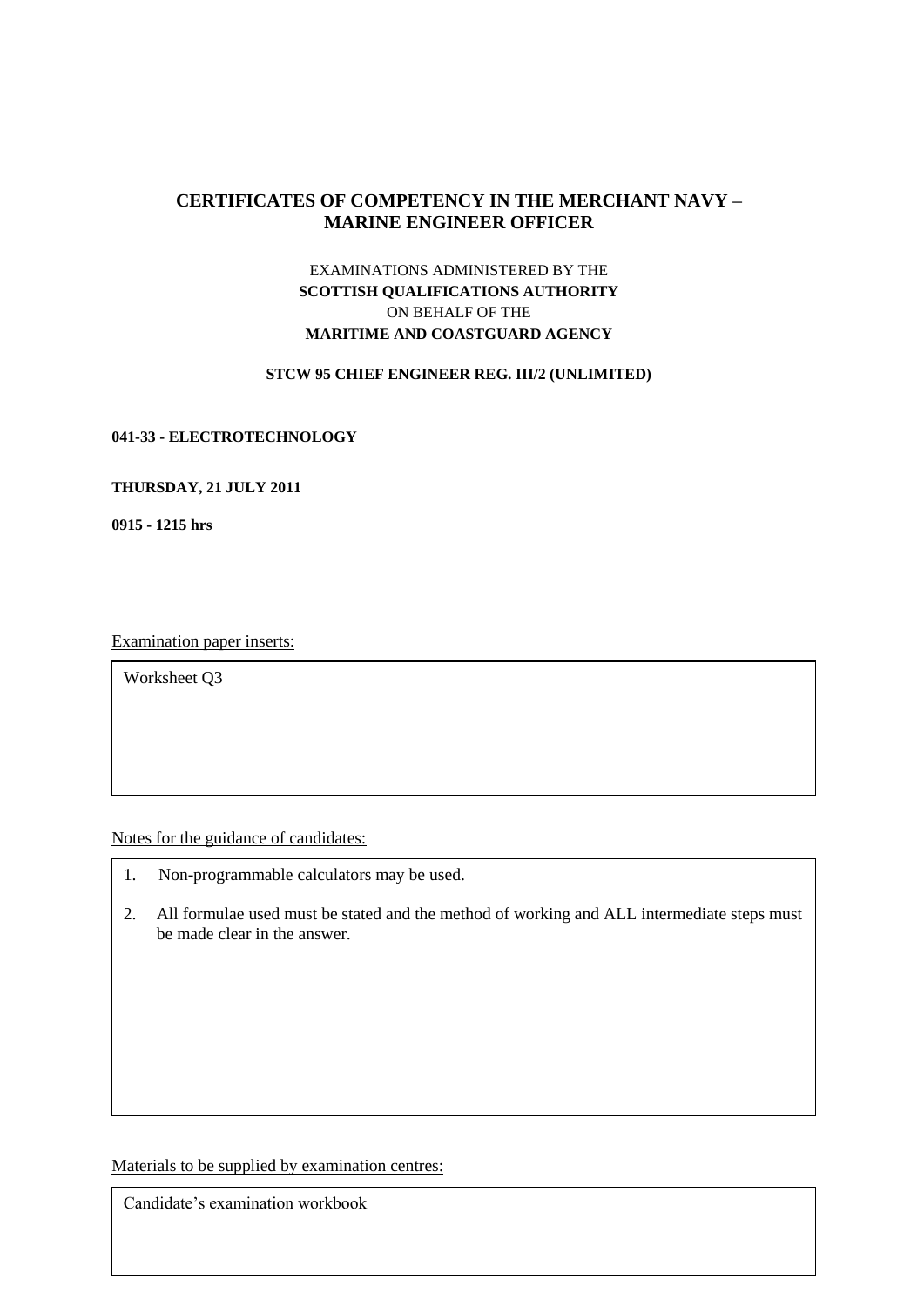# CERTIFICATES OF COMPETENCY IN THE MERCHANT NAVY – MARINE ENGINEER OFFICER

EXAMINATIONS ADMINISTERED BY THE
**SCOTTISH QUALIFICATIONS AUTHORITY**
ON BEHALF OF THE
**MARITIME AND COASTGUARD AGENCY**

**STCW 95 CHIEF ENGINEER REG. III/2 (UNLIMITED)**

**041-33 - ELECTROTECHNOLOGY**

**THURSDAY, 21 JULY 2011**

**0915 - 1215 hrs**

Examination paper inserts:

Worksheet Q3

Notes for the guidance of candidates:

1. Non-programmable calculators may be used.
2. All formulae used must be stated and the method of working and ALL intermediate steps must be made clear in the answer.

Materials to be supplied by examination centres:

Candidate's examination workbook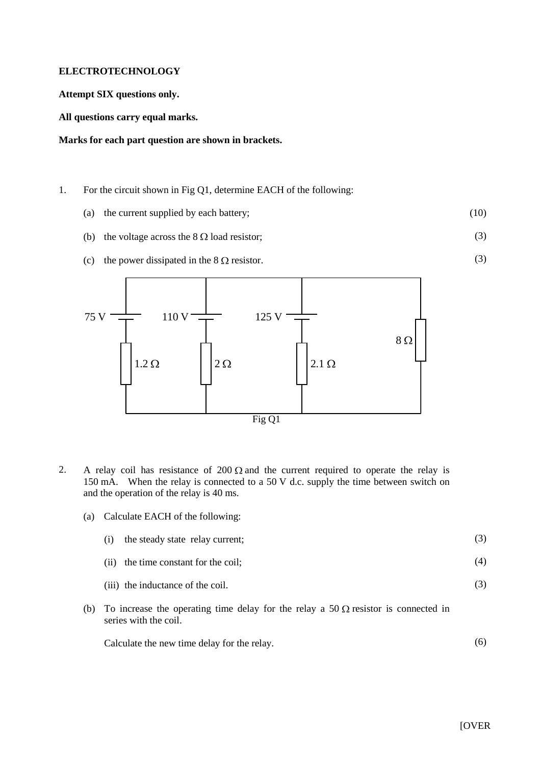**ELECTROTECHNOLOGY**

**Attempt SIX questions only.**

**All questions carry equal marks.**

**Marks for each part question are shown in brackets.**

1. For the circuit shown in Fig Q1, determine EACH of the following:

   (a) the current supplied by each battery; (10)

   (b) the voltage across the 8 Ω load resistor; (3)

   (c) the power dissipated in the 8 Ω resistor. (3)

Fig Q1

2. A relay coil has resistance of 200 Ω and the current required to operate the relay is 150 mA. When the relay is connected to a 50 V d.c. supply the time between switch on and the operation of the relay is 40 ms.

   (a) Calculate EACH of the following:

   (i) the steady state relay current; (3)

   (ii) the time constant for the coil; (4)

   (iii) the inductance of the coil. (3)

   (b) To increase the operating time delay for the relay a 50 Ω resistor is connected in series with the coil.

   Calculate the new time delay for the relay. (6)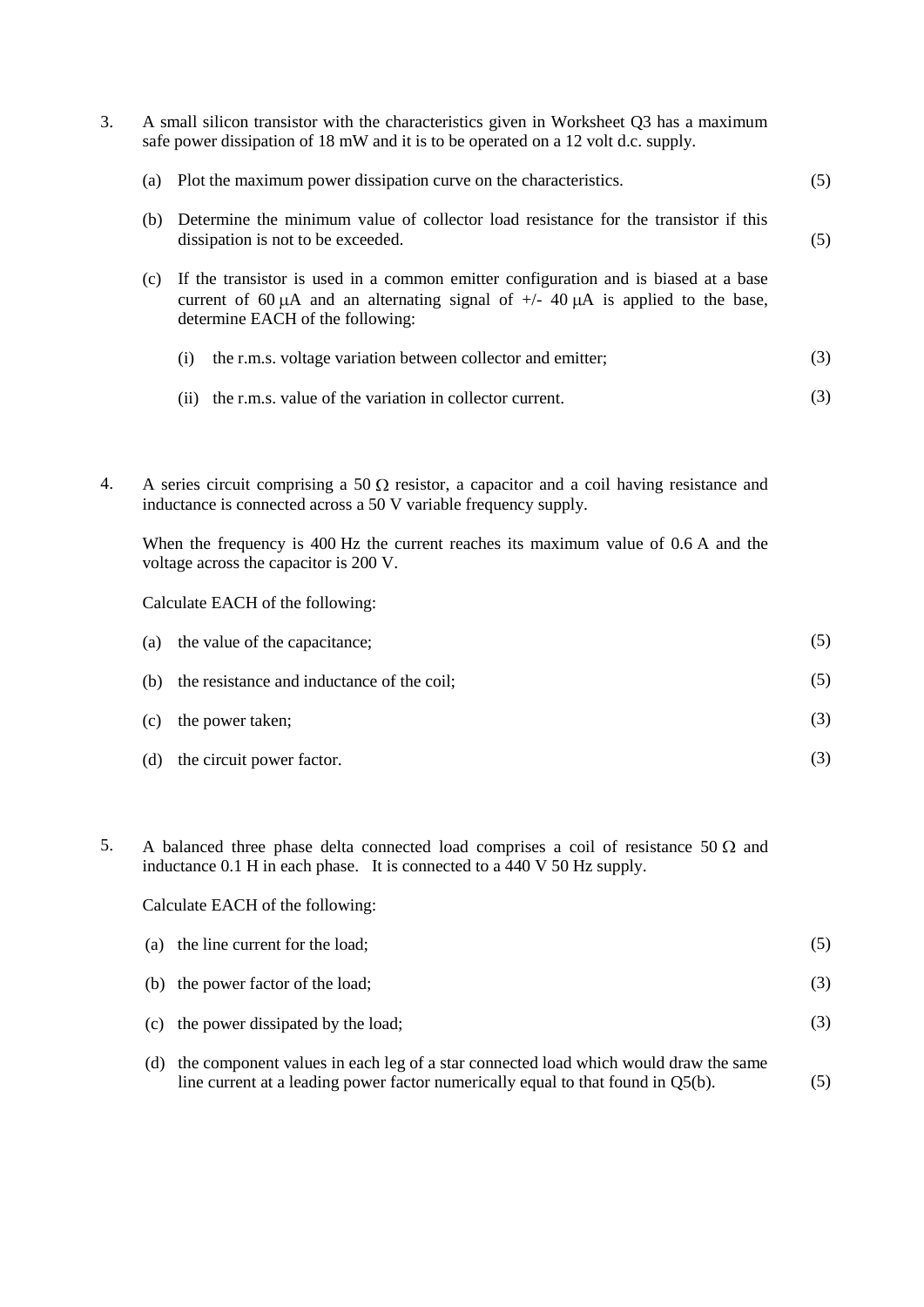3. A small silicon transistor with the characteristics given in Worksheet Q3 has a maximum safe power dissipation of 18 mW and it is to be operated on a 12 volt d.c. supply.

   (a) Plot the maximum power dissipation curve on the characteristics. (5)

   (b) Determine the minimum value of collector load resistance for the transistor if this dissipation is not to be exceeded. (5)

   (c) If the transistor is used in a common emitter configuration and is biased at a base current of 60 $\mu$A and an alternating signal of +/- 40 $\mu$A is applied to the base, determine EACH of the following:

      (i) the r.m.s. voltage variation between collector and emitter; (3)

      (ii) the r.m.s. value of the variation in collector current. (3)

4. A series circuit comprising a 50 $\Omega$ resistor, a capacitor and a coil having resistance and inductance is connected across a 50 V variable frequency supply.

   When the frequency is 400 Hz the current reaches its maximum value of 0.6 A and the voltage across the capacitor is 200 V.

   Calculate EACH of the following:

   (a) the value of the capacitance; (5)

   (b) the resistance and inductance of the coil; (5)

   (c) the power taken; (3)

   (d) the circuit power factor. (3)

5. A balanced three phase delta connected load comprises a coil of resistance 50 $\Omega$ and inductance 0.1 H in each phase. It is connected to a 440 V 50 Hz supply.

   Calculate EACH of the following:

   (a) the line current for the load; (5)

   (b) the power factor of the load; (3)

   (c) the power dissipated by the load; (3)

   (d) the component values in each leg of a star connected load which would draw the same line current at a leading power factor numerically equal to that found in Q5(b). (5)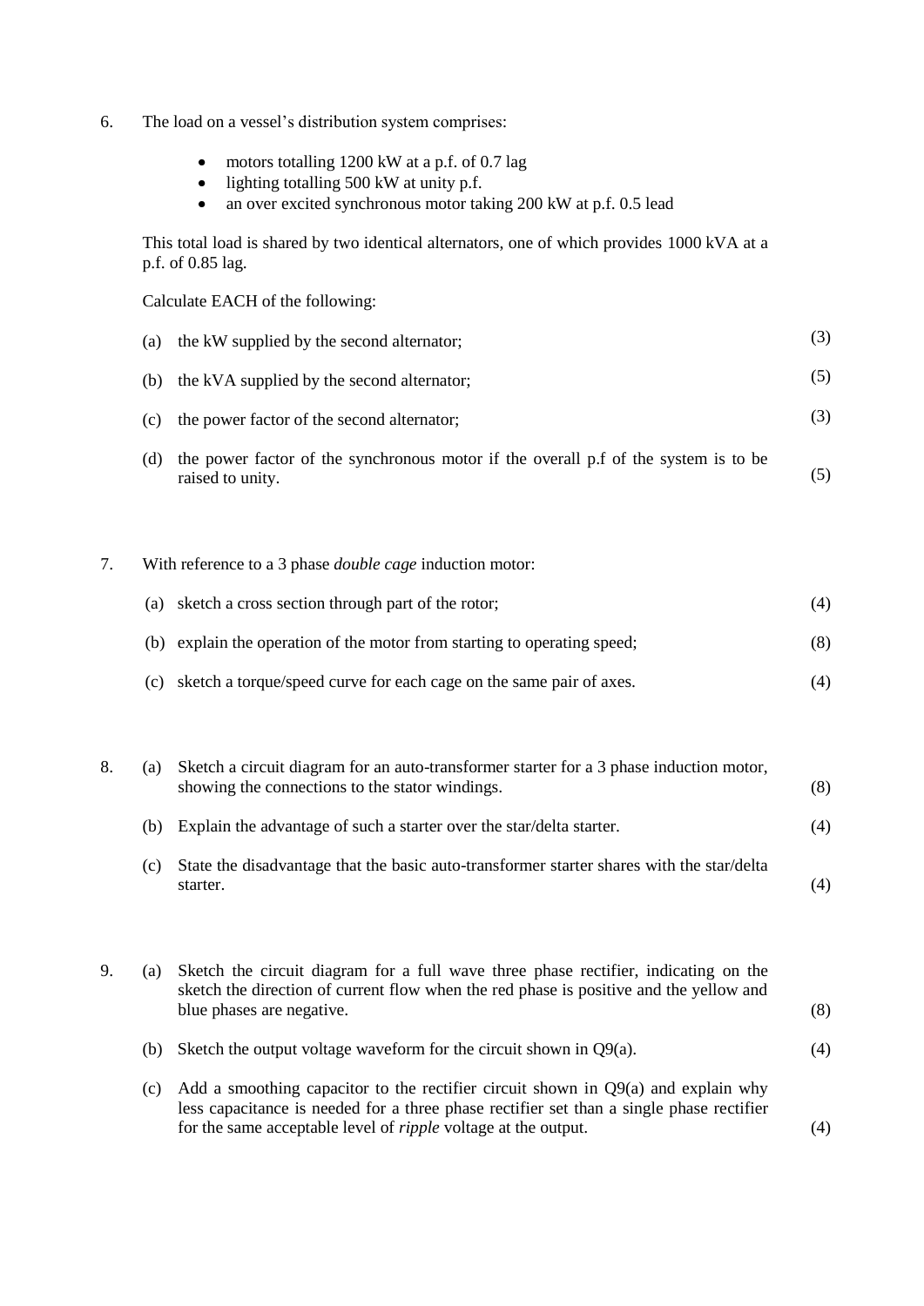6. The load on a vessel's distribution system comprises:

   - motors totalling 1200 kW at a p.f. of 0.7 lag
   - lighting totalling 500 kW at unity p.f.
   - an over excited synchronous motor taking 200 kW at p.f. 0.5 lead

   This total load is shared by two identical alternators, one of which provides 1000 kVA at a p.f. of 0.85 lag.

   Calculate EACH of the following:

   (a) the kW supplied by the second alternator; (3)

   (b) the kVA supplied by the second alternator; (5)

   (c) the power factor of the second alternator; (3)

   (d) the power factor of the synchronous motor if the overall p.f of the system is to be raised to unity. (5)

7. With reference to a 3 phase *double cage* induction motor:

   (a) sketch a cross section through part of the rotor; (4)

   (b) explain the operation of the motor from starting to operating speed; (8)

   (c) sketch a torque/speed curve for each cage on the same pair of axes. (4)

8. (a) Sketch a circuit diagram for an auto-transformer starter for a 3 phase induction motor, showing the connections to the stator windings. (8)

   (b) Explain the advantage of such a starter over the star/delta starter. (4)

   (c) State the disadvantage that the basic auto-transformer starter shares with the star/delta starter. (4)

9. (a) Sketch the circuit diagram for a full wave three phase rectifier, indicating on the sketch the direction of current flow when the red phase is positive and the yellow and blue phases are negative. (8)

   (b) Sketch the output voltage waveform for the circuit shown in Q9(a). (4)

   (c) Add a smoothing capacitor to the rectifier circuit shown in Q9(a) and explain why less capacitance is needed for a three phase rectifier set than a single phase rectifier for the same acceptable level of *ripple* voltage at the output. (4)